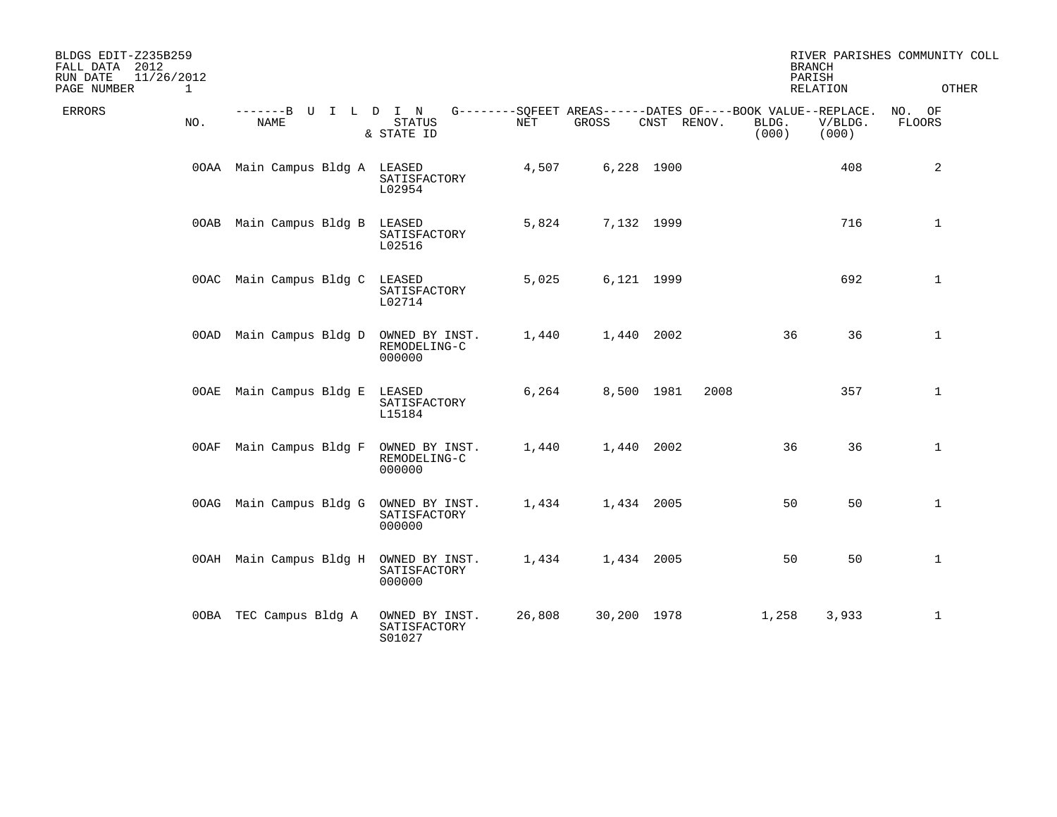BLDGS EDIT-Z235B259
FALL DATA 2012
RUN DATE 11/26/2012

RIVER PARISHES COMMUNITY COLL
BRANCH
PARISH
RELATION OTHER

| ERRORS | NO. | NAME | STATUS & STATE ID | NET | GROSS | CNST | RENOV. | BLDG. (000) | V/BLDG. (000) | NO. OF FLOORS |
|---|---|---|---|---|---|---|---|---|---|---|
| | 0OAA | Main Campus Bldg A | LEASED SATISFACTORY L02954 | 4,507 | 6,228 | 1900 | | | 408 | 2 |
| | 0OAB | Main Campus Bldg B | LEASED SATISFACTORY L02516 | 5,824 | 7,132 | 1999 | | | 716 | 1 |
| | 0OAC | Main Campus Bldg C | LEASED SATISFACTORY L02714 | 5,025 | 6,121 | 1999 | | | 692 | 1 |
| | 0OAD | Main Campus Bldg D | OWNED BY INST. REMODELING-C 000000 | 1,440 | 1,440 | 2002 | | 36 | 36 | 1 |
| | 0OAE | Main Campus Bldg E | LEASED SATISFACTORY L15184 | 6,264 | 8,500 | 1981 | 2008 | | 357 | 1 |
| | 0OAF | Main Campus Bldg F | OWNED BY INST. REMODELING-C 000000 | 1,440 | 1,440 | 2002 | | 36 | 36 | 1 |
| | 0OAG | Main Campus Bldg G | OWNED BY INST. SATISFACTORY 000000 | 1,434 | 1,434 | 2005 | | 50 | 50 | 1 |
| | 0OAH | Main Campus Bldg H | OWNED BY INST. SATISFACTORY 000000 | 1,434 | 1,434 | 2005 | | 50 | 50 | 1 |
| | 0OBA | TEC Campus Bldg A | OWNED BY INST. SATISFACTORY S01027 | 26,808 | 30,200 | 1978 | | 1,258 | 3,933 | 1 |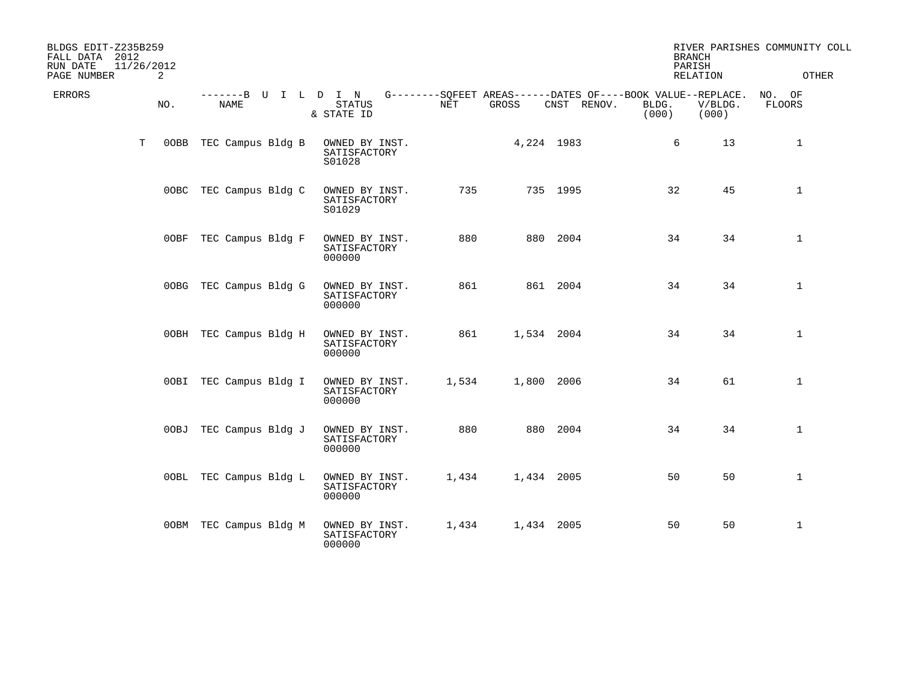BLDGS EDIT-Z235B259
FALL DATA 2012
RUN DATE 11/26/2012
PAGE NUMBER 2

RIVER PARISHES COMMUNITY COLL
BRANCH
PARISH
RELATION OTHER

| ERRORS | NO. | NAME | STATUS & STATE ID | NET | GROSS | CNST | RENOV. | BLDG. (000) | V/BLDG. (000) | NO. OF FLOORS |
|---|---|---|---|---|---|---|---|---|---|---|
| T | 0OBB | TEC Campus Bldg B | OWNED BY INST. SATISFACTORY S01028 | | 4,224 | 1983 | | 6 | 13 | 1 |
| | 0OBC | TEC Campus Bldg C | OWNED BY INST. SATISFACTORY S01029 | 735 | 735 | 1995 | | 32 | 45 | 1 |
| | 0OBF | TEC Campus Bldg F | OWNED BY INST. SATISFACTORY 000000 | 880 | 880 | 2004 | | 34 | 34 | 1 |
| | 0OBG | TEC Campus Bldg G | OWNED BY INST. SATISFACTORY 000000 | 861 | 861 | 2004 | | 34 | 34 | 1 |
| | 0OBH | TEC Campus Bldg H | OWNED BY INST. SATISFACTORY 000000 | 861 | 1,534 | 2004 | | 34 | 34 | 1 |
| | 0OBI | TEC Campus Bldg I | OWNED BY INST. SATISFACTORY 000000 | 1,534 | 1,800 | 2006 | | 34 | 61 | 1 |
| | 0OBJ | TEC Campus Bldg J | OWNED BY INST. SATISFACTORY 000000 | 880 | 880 | 2004 | | 34 | 34 | 1 |
| | 0OBL | TEC Campus Bldg L | OWNED BY INST. SATISFACTORY 000000 | 1,434 | 1,434 | 2005 | | 50 | 50 | 1 |
| | 0OBM | TEC Campus Bldg M | OWNED BY INST. SATISFACTORY 000000 | 1,434 | 1,434 | 2005 | | 50 | 50 | 1 |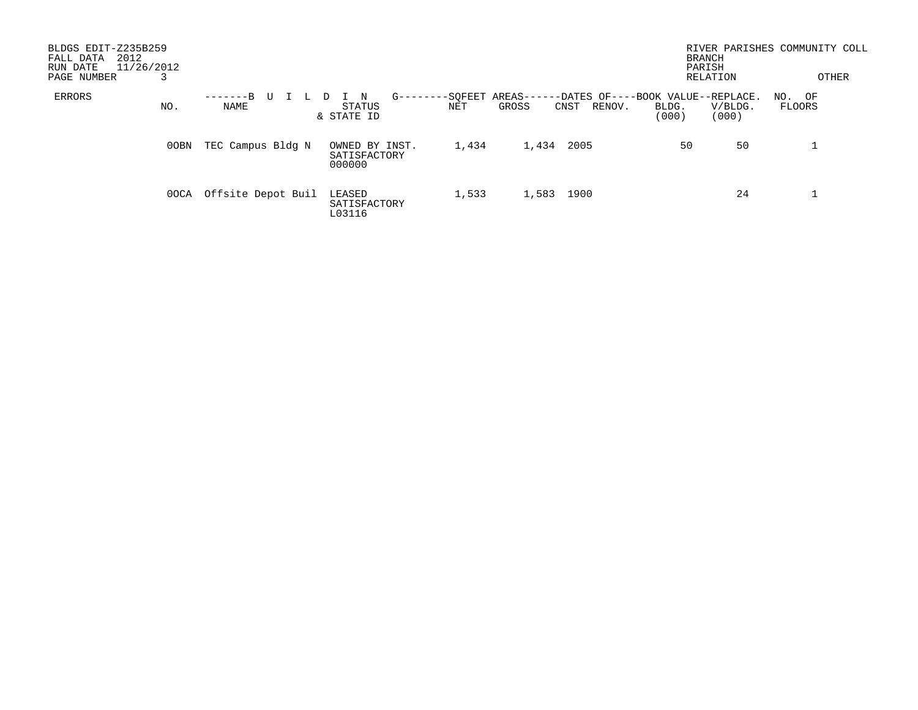BLDGS EDIT-Z235B259
FALL DATA 2012
RUN DATE 11/26/2012
PAGE NUMBER 3

RIVER PARISHES COMMUNITY COLL
BRANCH
PARISH
RELATION OTHER

| ERRORS | NO. | BUILDING NAME | STATUS & STATE ID | SQFEET AREAS NET | SQFEET AREAS GROSS | DATES OF CNST | DATES OF RENOV. | BOOK VALUE BLDG. (000) | REPLACE. V/BLDG. (000) | NO. OF FLOORS |
|---|---|---|---|---|---|---|---|---|---|---|
| | 0OBN | TEC Campus Bldg N | OWNED BY INST. SATISFACTORY 000000 | 1,434 | 1,434 | 2005 | | 50 | 50 | 1 |
| | 0OCA | Offsite Depot Buil | LEASED SATISFACTORY L03116 | 1,533 | 1,583 | 1900 | | | 24 | 1 |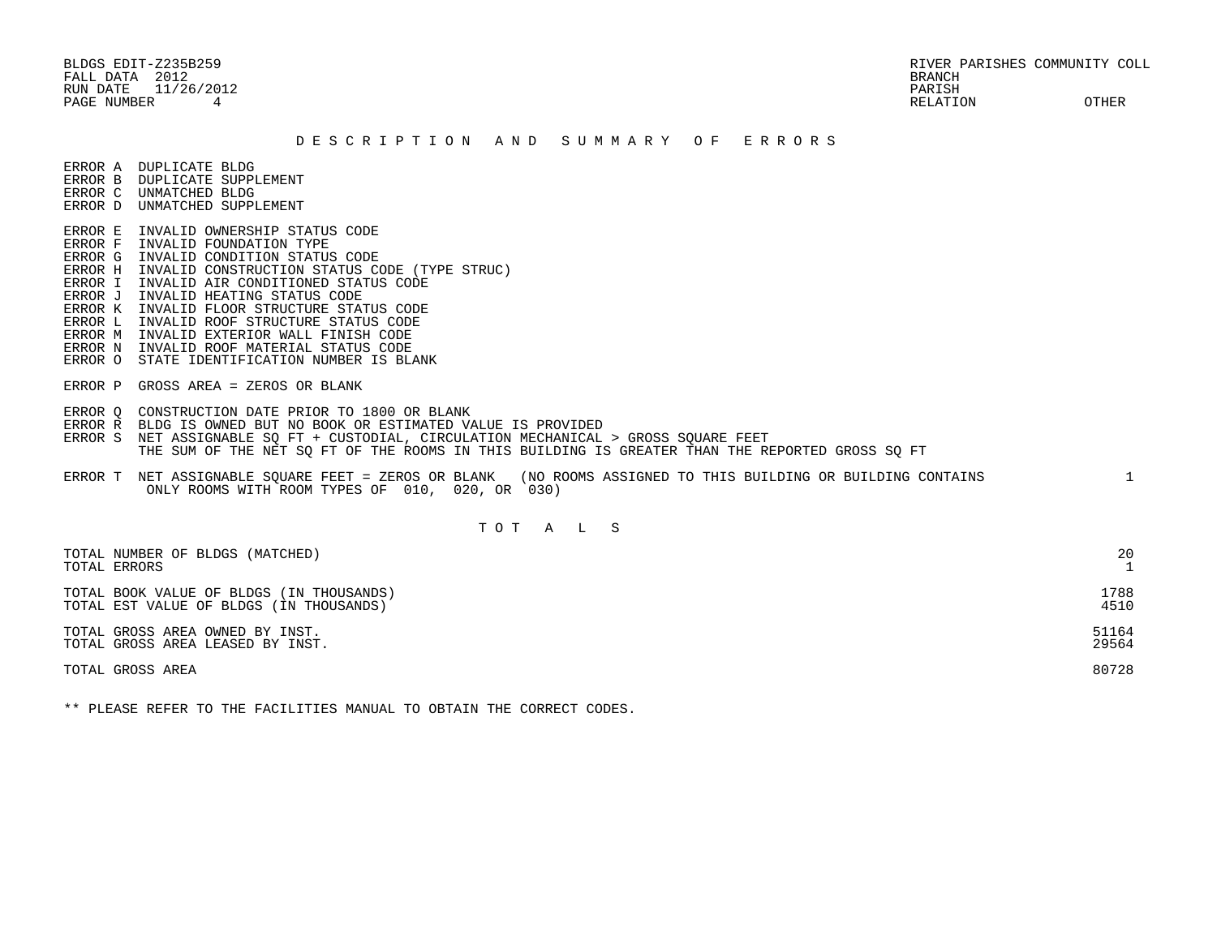BLDGS EDIT-Z235B259
FALL DATA 2012
RUN DATE 11/26/2012
PAGE NUMBER 4

RIVER PARISHES COMMUNITY COLL
BRANCH
PARISH
RELATION OTHER

## D E S C R I P T I O N   A N D   S U M M A R Y   O F   E R R O R S

ERROR A  DUPLICATE BLDG
ERROR B  DUPLICATE SUPPLEMENT
ERROR C  UNMATCHED BLDG
ERROR D  UNMATCHED SUPPLEMENT

ERROR E  INVALID OWNERSHIP STATUS CODE
ERROR F  INVALID FOUNDATION TYPE
ERROR G  INVALID CONDITION STATUS CODE
ERROR H  INVALID CONSTRUCTION STATUS CODE (TYPE STRUC)
ERROR I  INVALID AIR CONDITIONED STATUS CODE
ERROR J  INVALID HEATING STATUS CODE
ERROR K  INVALID FLOOR STRUCTURE STATUS CODE
ERROR L  INVALID ROOF STRUCTURE STATUS CODE
ERROR M  INVALID EXTERIOR WALL FINISH CODE
ERROR N  INVALID ROOF MATERIAL STATUS CODE
ERROR O  STATE IDENTIFICATION NUMBER IS BLANK

ERROR P  GROSS AREA = ZEROS OR BLANK

ERROR Q  CONSTRUCTION DATE PRIOR TO 1800 OR BLANK
ERROR R  BLDG IS OWNED BUT NO BOOK OR ESTIMATED VALUE IS PROVIDED
ERROR S  NET ASSIGNABLE SQ FT + CUSTODIAL, CIRCULATION MECHANICAL > GROSS SQUARE FEET
THE SUM OF THE NET SQ FT OF THE ROOMS IN THIS BUILDING IS GREATER THAN THE REPORTED GROSS SQ FT

ERROR T  NET ASSIGNABLE SQUARE FEET = ZEROS OR BLANK (NO ROOMS ASSIGNED TO THIS BUILDING OR BUILDING CONTAINS ONLY ROOMS WITH ROOM TYPES OF 010, 020, OR 030)   1

## T O T A L S

| | |
|---|---|
| TOTAL NUMBER OF BLDGS (MATCHED) | 20 |
| TOTAL ERRORS | 1 |
| TOTAL BOOK VALUE OF BLDGS (IN THOUSANDS) | 1788 |
| TOTAL EST VALUE OF BLDGS (IN THOUSANDS) | 4510 |
| TOTAL GROSS AREA OWNED BY INST. | 51164 |
| TOTAL GROSS AREA LEASED BY INST. | 29564 |
| TOTAL GROSS AREA | 80728 |

** PLEASE REFER TO THE FACILITIES MANUAL TO OBTAIN THE CORRECT CODES.